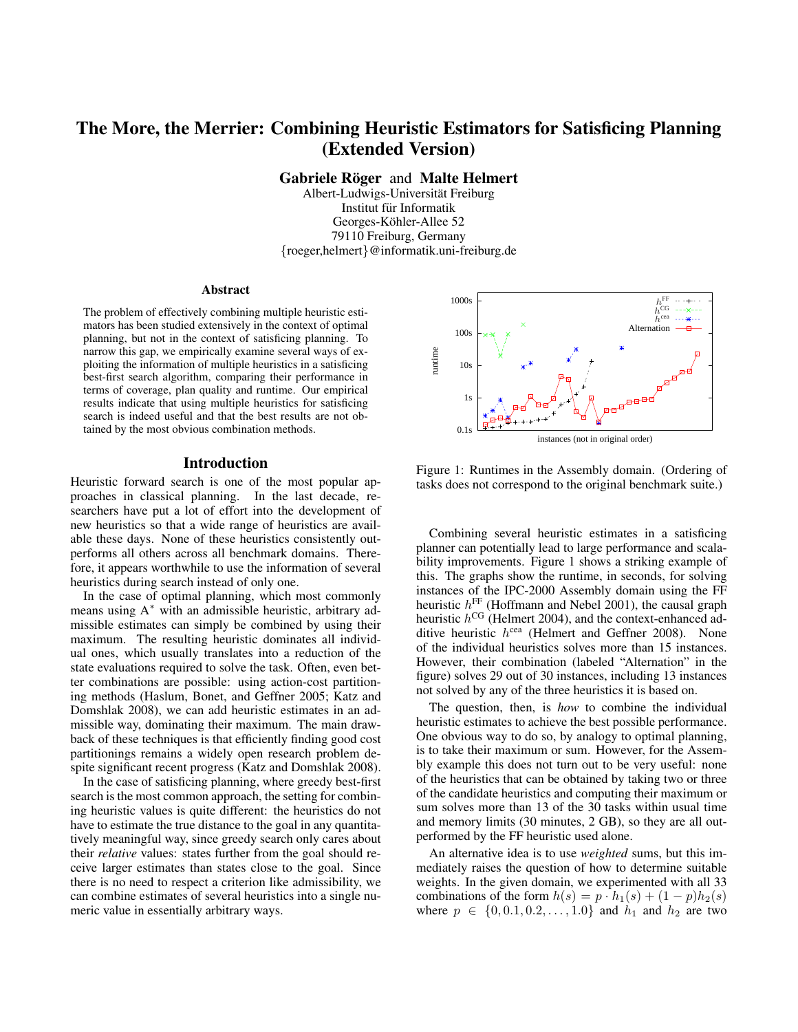# The More, the Merrier: Combining Heuristic Estimators for Satisficing Planning (Extended Version)

**Gabriele Röger** and **Malte Helmert**

Albert-Ludwigs-Universität Freiburg
Institut für Informatik
Georges-Köhler-Allee 52
79110 Freiburg, Germany
{roeger,helmert}@informatik.uni-freiburg.de

### Abstract

The problem of effectively combining multiple heuristic estimators has been studied extensively in the context of optimal planning, but not in the context of satisficing planning. To narrow this gap, we empirically examine several ways of exploiting the information of multiple heuristics in a satisficing best-first search algorithm, comparing their performance in terms of coverage, plan quality and runtime. Our empirical results indicate that using multiple heuristics for satisficing search is indeed useful and that the best results are not obtained by the most obvious combination methods.

## Introduction

Heuristic forward search is one of the most popular approaches in classical planning. In the last decade, researchers have put a lot of effort into the development of new heuristics so that a wide range of heuristics are available these days. None of these heuristics consistently outperforms all others across all benchmark domains. Therefore, it appears worthwhile to use the information of several heuristics during search instead of only one.

In the case of optimal planning, which most commonly means using A$^*$ with an admissible heuristic, arbitrary admissible estimates can simply be combined by using their maximum. The resulting heuristic dominates all individual ones, which usually translates into a reduction of the state evaluations required to solve the task. Often, even better combinations are possible: using action-cost partitioning methods (Haslum, Bonet, and Geffner 2005; Katz and Domshlak 2008), we can add heuristic estimates in an admissible way, dominating their maximum. The main drawback of these techniques is that efficiently finding good cost partitionings remains a widely open research problem despite significant recent progress (Katz and Domshlak 2008).

In the case of satisficing planning, where greedy best-first search is the most common approach, the setting for combining heuristic values is quite different: the heuristics do not have to estimate the true distance to the goal in any quantitatively meaningful way, since greedy search only cares about their *relative* values: states further from the goal should receive larger estimates than states close to the goal. Since there is no need to respect a criterion like admissibility, we can combine estimates of several heuristics into a single numeric value in essentially arbitrary ways.

Figure 1: Runtimes in the Assembly domain. (Ordering of tasks does not correspond to the original benchmark suite.)

Combining several heuristic estimates in a satisficing planner can potentially lead to large performance and scalability improvements. Figure 1 shows a striking example of this. The graphs show the runtime, in seconds, for solving instances of the IPC-2000 Assembly domain using the FF heuristic $h^{\mathrm{FF}}$ (Hoffmann and Nebel 2001), the causal graph heuristic $h^{\mathrm{CG}}$ (Helmert 2004), and the context-enhanced additive heuristic $h^{\mathrm{cea}}$ (Helmert and Geffner 2008). None of the individual heuristics solves more than 15 instances. However, their combination (labeled "Alternation" in the figure) solves 29 out of 30 instances, including 13 instances not solved by any of the three heuristics it is based on.

The question, then, is *how* to combine the individual heuristic estimates to achieve the best possible performance. One obvious way to do so, by analogy to optimal planning, is to take their maximum or sum. However, for the Assembly example this does not turn out to be very useful: none of the heuristics that can be obtained by taking two or three of the candidate heuristics and computing their maximum or sum solves more than 13 of the 30 tasks within usual time and memory limits (30 minutes, 2 GB), so they are all outperformed by the FF heuristic used alone.

An alternative idea is to use *weighted* sums, but this immediately raises the question of how to determine suitable weights. In the given domain, we experimented with all 33 combinations of the form $h(s) = p \cdot h_1(s) + (1-p)h_2(s)$ where $p \in \{0, 0.1, 0.2, \ldots, 1.0\}$ and $h_1$ and $h_2$ are two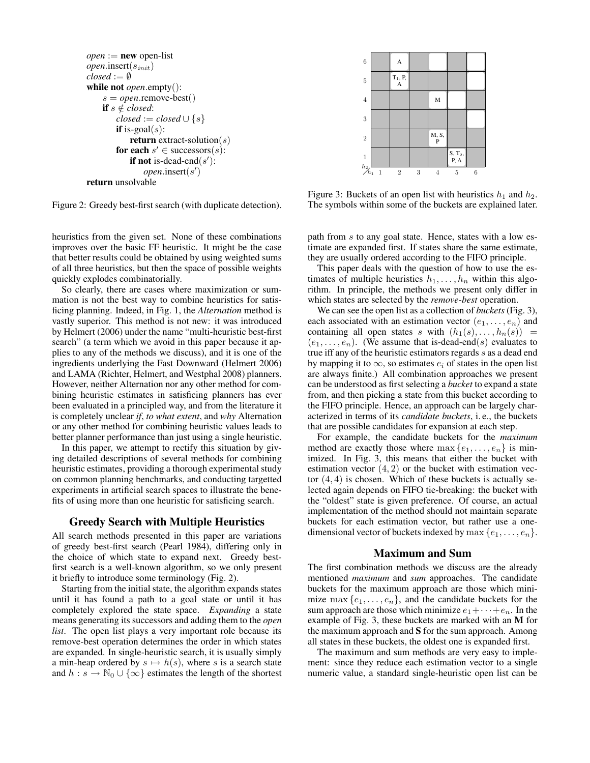```
open := new open-list
open.insert(s_init)
closed := ∅
while not open.empty():
    s = open.remove-best()
    if s ∉ closed:
        closed := closed ∪ {s}
        if is-goal(s):
            return extract-solution(s)
        for each s' ∈ successors(s):
            if not is-dead-end(s'):
                open.insert(s')
return unsolvable
```

Figure 2: Greedy best-first search (with duplicate detection).

| $h_2$ \ $h_1$ | 1 | 2 | 3 | 4 | 5 | 6 |
|---|---|---|---|---|---|---|
| 6 | | A | | | | |
| 5 | | $T_1$, P, A | | | | |
| 4 | | | | M | | |
| 3 | | | | | | |
| 2 | | | | M, S, P | | |
| 1 | | | | | S, $T_2$, P, A | |

Figure 3: Buckets of an open list with heuristics $h_1$ and $h_2$. The symbols within some of the buckets are explained later.

heuristics from the given set. None of these combinations improves over the basic FF heuristic. It might be the case that better results could be obtained by using weighted sums of all three heuristics, but then the space of possible weights quickly explodes combinatorially.

So clearly, there are cases where maximization or summation is not the best way to combine heuristics for satisficing planning. Indeed, in Fig. 1, the *Alternation* method is vastly superior. This method is not new: it was introduced by Helmert (2006) under the name "multi-heuristic best-first search" (a term which we avoid in this paper because it applies to any of the methods we discuss), and it is one of the ingredients underlying the Fast Downward (Helmert 2006) and LAMA (Richter, Helmert, and Westphal 2008) planners. However, neither Alternation nor any other method for combining heuristic estimates in satisficing planners has ever been evaluated in a principled way, and from the literature it is completely unclear *if*, *to what extent*, and *why* Alternation or any other method for combining heuristic values leads to better planner performance than just using a single heuristic.

In this paper, we attempt to rectify this situation by giving detailed descriptions of several methods for combining heuristic estimates, providing a thorough experimental study on common planning benchmarks, and conducting targetted experiments in artificial search spaces to illustrate the benefits of using more than one heuristic for satisficing search.

## Greedy Search with Multiple Heuristics

All search methods presented in this paper are variations of greedy best-first search (Pearl 1984), differing only in the choice of which state to expand next. Greedy best-first search is a well-known algorithm, so we only present it briefly to introduce some terminology (Fig. 2).

Starting from the initial state, the algorithm expands states until it has found a path to a goal state or until it has completely explored the state space. *Expanding* a state means generating its successors and adding them to the *open list*. The open list plays a very important role because its remove-best operation determines the order in which states are expanded. In single-heuristic search, it is usually simply a min-heap ordered by $s \mapsto h(s)$, where $s$ is a search state and $h : s \to \mathbb{N}_0 \cup \{\infty\}$ estimates the length of the shortest path from $s$ to any goal state. Hence, states with a low estimate are expanded first. If states share the same estimate, they are usually ordered according to the FIFO principle.

This paper deals with the question of how to use the estimates of multiple heuristics $h_1, \ldots, h_n$ within this algorithm. In principle, the methods we present only differ in which states are selected by the *remove-best* operation.

We can see the open list as a collection of *buckets* (Fig. 3), each associated with an estimation vector $(e_1, \ldots, e_n)$ and containing all open states $s$ with $(h_1(s), \ldots, h_n(s)) = (e_1, \ldots, e_n)$. (We assume that is-dead-end$(s)$ evaluates to true iff any of the heuristic estimators regards $s$ as a dead end by mapping it to $\infty$, so estimates $e_i$ of states in the open list are always finite.) All combination approaches we present can be understood as first selecting a *bucket* to expand a state from, and then picking a state from this bucket according to the FIFO principle. Hence, an approach can be largely characterized in terms of its *candidate buckets*, i. e., the buckets that are possible candidates for expansion at each step.

For example, the candidate buckets for the *maximum* method are exactly those where $\max\{e_1, \ldots, e_n\}$ is minimized. In Fig. 3, this means that either the bucket with estimation vector $(4, 2)$ or the bucket with estimation vector $(4, 4)$ is chosen. Which of these buckets is actually selected again depends on FIFO tie-breaking: the bucket with the "oldest" state is given preference. Of course, an actual implementation of the method should not maintain separate buckets for each estimation vector, but rather use a one-dimensional vector of buckets indexed by $\max\{e_1, \ldots, e_n\}$.

## Maximum and Sum

The first combination methods we discuss are the already mentioned *maximum* and *sum* approaches. The candidate buckets for the maximum approach are those which minimize $\max\{e_1, \ldots, e_n\}$, and the candidate buckets for the sum approach are those which minimize $e_1 + \cdots + e_n$. In the example of Fig. 3, these buckets are marked with an **M** for the maximum approach and **S** for the sum approach. Among all states in these buckets, the oldest one is expanded first.

The maximum and sum methods are very easy to implement: since they reduce each estimation vector to a single numeric value, a standard single-heuristic open list can be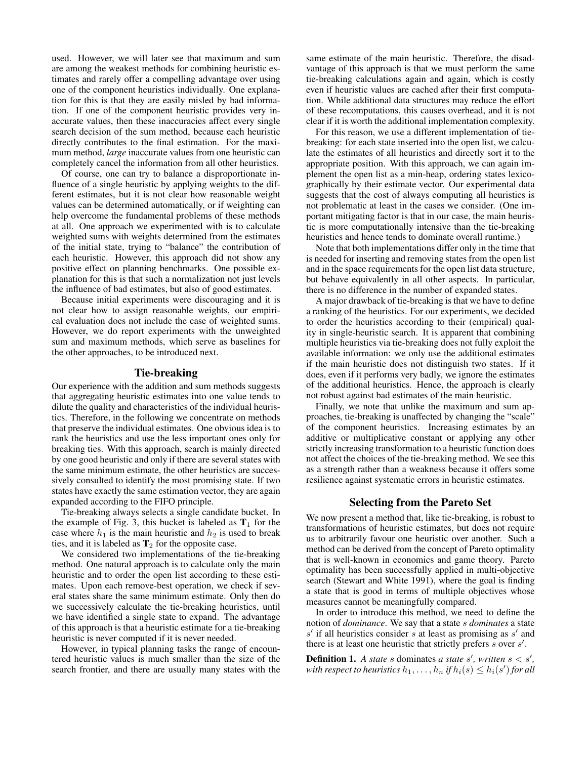used. However, we will later see that maximum and sum are among the weakest methods for combining heuristic estimates and rarely offer a compelling advantage over using one of the component heuristics individually. One explanation for this is that they are easily misled by bad information. If one of the component heuristic provides very inaccurate values, then these inaccuracies affect every single search decision of the sum method, because each heuristic directly contributes to the final estimation. For the maximum method, *large* inaccurate values from one heuristic can completely cancel the information from all other heuristics.

Of course, one can try to balance a disproportionate influence of a single heuristic by applying weights to the different estimates, but it is not clear how reasonable weight values can be determined automatically, or if weighting can help overcome the fundamental problems of these methods at all. One approach we experimented with is to calculate weighted sums with weights determined from the estimates of the initial state, trying to "balance" the contribution of each heuristic. However, this approach did not show any positive effect on planning benchmarks. One possible explanation for this is that such a normalization not just levels the influence of bad estimates, but also of good estimates.

Because initial experiments were discouraging and it is not clear how to assign reasonable weights, our empirical evaluation does not include the case of weighted sums. However, we do report experiments with the unweighted sum and maximum methods, which serve as baselines for the other approaches, to be introduced next.

## Tie-breaking

Our experience with the addition and sum methods suggests that aggregating heuristic estimates into one value tends to dilute the quality and characteristics of the individual heuristics. Therefore, in the following we concentrate on methods that preserve the individual estimates. One obvious idea is to rank the heuristics and use the less important ones only for breaking ties. With this approach, search is mainly directed by one good heuristic and only if there are several states with the same minimum estimate, the other heuristics are successively consulted to identify the most promising state. If two states have exactly the same estimation vector, they are again expanded according to the FIFO principle.

Tie-breaking always selects a single candidate bucket. In the example of Fig. 3, this bucket is labeled as $\mathbf{T}_1$ for the case where $h_1$ is the main heuristic and $h_2$ is used to break ties, and it is labeled as $\mathbf{T}_2$ for the opposite case.

We considered two implementations of the tie-breaking method. One natural approach is to calculate only the main heuristic and to order the open list according to these estimates. Upon each remove-best operation, we check if several states share the same minimum estimate. Only then do we successively calculate the tie-breaking heuristics, until we have identified a single state to expand. The advantage of this approach is that a heuristic estimate for a tie-breaking heuristic is never computed if it is never needed.

However, in typical planning tasks the range of encountered heuristic values is much smaller than the size of the search frontier, and there are usually many states with the same estimate of the main heuristic. Therefore, the disadvantage of this approach is that we must perform the same tie-breaking calculations again and again, which is costly even if heuristic values are cached after their first computation. While additional data structures may reduce the effort of these recomputations, this causes overhead, and it is not clear if it is worth the additional implementation complexity.

For this reason, we use a different implementation of tie-breaking: for each state inserted into the open list, we calculate the estimates of all heuristics and directly sort it to the appropriate position. With this approach, we can again implement the open list as a min-heap, ordering states lexicographically by their estimate vector. Our experimental data suggests that the cost of always computing all heuristics is not problematic at least in the cases we consider. (One important mitigating factor is that in our case, the main heuristic is more computationally intensive than the tie-breaking heuristics and hence tends to dominate overall runtime.)

Note that both implementations differ only in the time that is needed for inserting and removing states from the open list and in the space requirements for the open list data structure, but behave equivalently in all other aspects. In particular, there is no difference in the number of expanded states.

A major drawback of tie-breaking is that we have to define a ranking of the heuristics. For our experiments, we decided to order the heuristics according to their (empirical) quality in single-heuristic search. It is apparent that combining multiple heuristics via tie-breaking does not fully exploit the available information: we only use the additional estimates if the main heuristic does not distinguish two states. If it does, even if it performs very badly, we ignore the estimates of the additional heuristics. Hence, the approach is clearly not robust against bad estimates of the main heuristic.

Finally, we note that unlike the maximum and sum approaches, tie-breaking is unaffected by changing the "scale" of the component heuristics. Increasing estimates by an additive or multiplicative constant or applying any other strictly increasing transformation to a heuristic function does not affect the choices of the tie-breaking method. We see this as a strength rather than a weakness because it offers some resilience against systematic errors in heuristic estimates.

## Selecting from the Pareto Set

We now present a method that, like tie-breaking, is robust to transformations of heuristic estimates, but does not require us to arbitrarily favour one heuristic over another. Such a method can be derived from the concept of Pareto optimality that is well-known in economics and game theory. Pareto optimality has been successfully applied in multi-objective search (Stewart and White 1991), where the goal is finding a state that is good in terms of multiple objectives whose measures cannot be meaningfully compared.

In order to introduce this method, we need to define the notion of *dominance*. We say that a state $s$ *dominates* a state $s'$ if all heuristics consider $s$ at least as promising as $s'$ and there is at least one heuristic that strictly prefers $s$ over $s'$.

**Definition 1.** *A state $s$* dominates *a state $s'$, written $s < s'$, with respect to heuristics $h_1, \ldots, h_n$ if $h_i(s) \leq h_i(s')$ for all*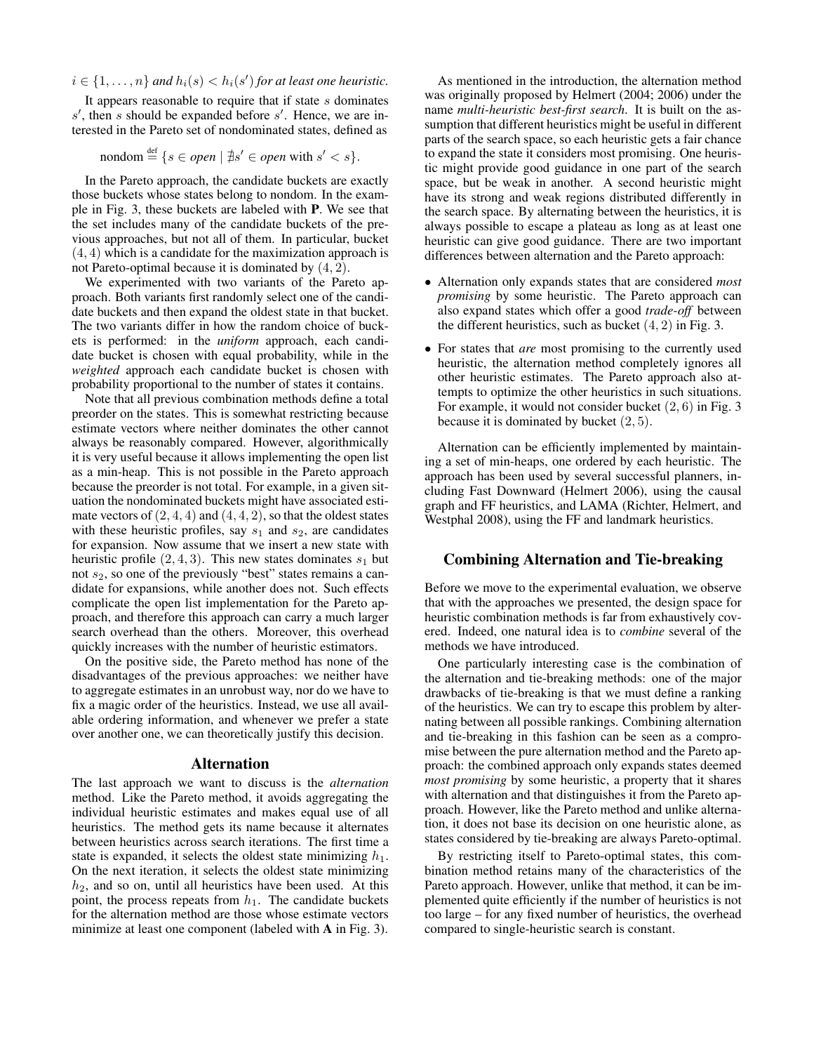$i \in \{1, \ldots, n\}$ *and* $h_i(s) < h_i(s')$ *for at least one heuristic.*

It appears reasonable to require that if state $s$ dominates $s'$, then $s$ should be expanded before $s'$. Hence, we are interested in the Pareto set of nondominated states, defined as

$$\text{nondom} \stackrel{\text{def}}{=} \{s \in \textit{open} \mid \nexists s' \in \textit{open} \text{ with } s' < s\}.$$

In the Pareto approach, the candidate buckets are exactly those buckets whose states belong to nondom. In the example in Fig. 3, these buckets are labeled with **P**. We see that the set includes many of the candidate buckets of the previous approaches, but not all of them. In particular, bucket $(4, 4)$ which is a candidate for the maximization approach is not Pareto-optimal because it is dominated by $(4, 2)$.

We experimented with two variants of the Pareto approach. Both variants first randomly select one of the candidate buckets and then expand the oldest state in that bucket. The two variants differ in how the random choice of buckets is performed: in the *uniform* approach, each candidate bucket is chosen with equal probability, while in the *weighted* approach each candidate bucket is chosen with probability proportional to the number of states it contains.

Note that all previous combination methods define a total preorder on the states. This is somewhat restricting because estimate vectors where neither dominates the other cannot always be reasonably compared. However, algorithmically it is very useful because it allows implementing the open list as a min-heap. This is not possible in the Pareto approach because the preorder is not total. For example, in a given situation the nondominated buckets might have associated estimate vectors of $(2, 4, 4)$ and $(4, 4, 2)$, so that the oldest states with these heuristic profiles, say $s_1$ and $s_2$, are candidates for expansion. Now assume that we insert a new state with heuristic profile $(2, 4, 3)$. This new states dominates $s_1$ but not $s_2$, so one of the previously "best" states remains a candidate for expansions, while another does not. Such effects complicate the open list implementation for the Pareto approach, and therefore this approach can carry a much larger search overhead than the others. Moreover, this overhead quickly increases with the number of heuristic estimators.

On the positive side, the Pareto method has none of the disadvantages of the previous approaches: we neither have to aggregate estimates in an unrobust way, nor do we have to fix a magic order of the heuristics. Instead, we use all available ordering information, and whenever we prefer a state over another one, we can theoretically justify this decision.

## Alternation

The last approach we want to discuss is the *alternation* method. Like the Pareto method, it avoids aggregating the individual heuristic estimates and makes equal use of all heuristics. The method gets its name because it alternates between heuristics across search iterations. The first time a state is expanded, it selects the oldest state minimizing $h_1$. On the next iteration, it selects the oldest state minimizing $h_2$, and so on, until all heuristics have been used. At this point, the process repeats from $h_1$. The candidate buckets for the alternation method are those whose estimate vectors minimize at least one component (labeled with **A** in Fig. 3).

As mentioned in the introduction, the alternation method was originally proposed by Helmert (2004; 2006) under the name *multi-heuristic best-first search*. It is built on the assumption that different heuristics might be useful in different parts of the search space, so each heuristic gets a fair chance to expand the state it considers most promising. One heuristic might provide good guidance in one part of the search space, but be weak in another. A second heuristic might have its strong and weak regions distributed differently in the search space. By alternating between the heuristics, it is always possible to escape a plateau as long as at least one heuristic can give good guidance. There are two important differences between alternation and the Pareto approach:

- Alternation only expands states that are considered *most promising* by some heuristic. The Pareto approach can also expand states which offer a good *trade-off* between the different heuristics, such as bucket $(4, 2)$ in Fig. 3.
- For states that *are* most promising to the currently used heuristic, the alternation method completely ignores all other heuristic estimates. The Pareto approach also attempts to optimize the other heuristics in such situations. For example, it would not consider bucket $(2, 6)$ in Fig. 3 because it is dominated by bucket $(2, 5)$.

Alternation can be efficiently implemented by maintaining a set of min-heaps, one ordered by each heuristic. The approach has been used by several successful planners, including Fast Downward (Helmert 2006), using the causal graph and FF heuristics, and LAMA (Richter, Helmert, and Westphal 2008), using the FF and landmark heuristics.

## Combining Alternation and Tie-breaking

Before we move to the experimental evaluation, we observe that with the approaches we presented, the design space for heuristic combination methods is far from exhaustively covered. Indeed, one natural idea is to *combine* several of the methods we have introduced.

One particularly interesting case is the combination of the alternation and tie-breaking methods: one of the major drawbacks of tie-breaking is that we must define a ranking of the heuristics. We can try to escape this problem by alternating between all possible rankings. Combining alternation and tie-breaking in this fashion can be seen as a compromise between the pure alternation method and the Pareto approach: the combined approach only expands states deemed *most promising* by some heuristic, a property that it shares with alternation and that distinguishes it from the Pareto approach. However, like the Pareto method and unlike alternation, it does not base its decision on one heuristic alone, as states considered by tie-breaking are always Pareto-optimal.

By restricting itself to Pareto-optimal states, this combination method retains many of the characteristics of the Pareto approach. However, unlike that method, it can be implemented quite efficiently if the number of heuristics is not too large – for any fixed number of heuristics, the overhead compared to single-heuristic search is constant.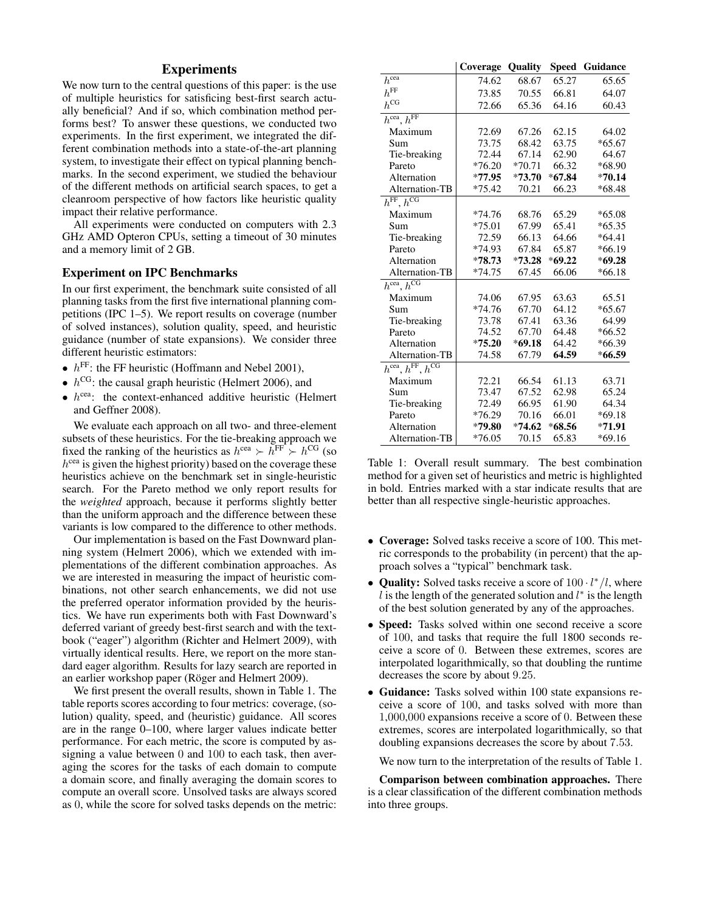## Experiments

We now turn to the central questions of this paper: is the use of multiple heuristics for satisficing best-first search actually beneficial? And if so, which combination method performs best? To answer these questions, we conducted two experiments. In the first experiment, we integrated the different combination methods into a state-of-the-art planning system, to investigate their effect on typical planning benchmarks. In the second experiment, we studied the behaviour of the different methods on artificial search spaces, to get a cleanroom perspective of how factors like heuristic quality impact their relative performance.

All experiments were conducted on computers with 2.3 GHz AMD Opteron CPUs, setting a timeout of 30 minutes and a memory limit of 2 GB.

### Experiment on IPC Benchmarks

In our first experiment, the benchmark suite consisted of all planning tasks from the first five international planning competitions (IPC 1–5). We report results on coverage (number of solved instances), solution quality, speed, and heuristic guidance (number of state expansions). We consider three different heuristic estimators:

- $h^{\mathrm{FF}}$: the FF heuristic (Hoffmann and Nebel 2001),
- $h^{\mathrm{CG}}$: the causal graph heuristic (Helmert 2006), and
- $h^{\mathrm{cea}}$: the context-enhanced additive heuristic (Helmert and Geffner 2008).

We evaluate each approach on all two- and three-element subsets of these heuristics. For the tie-breaking approach we fixed the ranking of the heuristics as $h^{\mathrm{cea}} \succ h^{\mathrm{FF}} \succ h^{\mathrm{CG}}$ (so $h^{\mathrm{cea}}$ is given the highest priority) based on the coverage these heuristics achieve on the benchmark set in single-heuristic search. For the Pareto method we only report results for the *weighted* approach, because it performs slightly better than the uniform approach and the difference between these variants is low compared to the difference to other methods.

Our implementation is based on the Fast Downward planning system (Helmert 2006), which we extended with implementations of the different combination approaches. As we are interested in measuring the impact of heuristic combinations, not other search enhancements, we did not use the preferred operator information provided by the heuristics. We have run experiments both with Fast Downward's deferred variant of greedy best-first search and with the textbook ("eager") algorithm (Richter and Helmert 2009), with virtually identical results. Here, we report on the more standard eager algorithm. Results for lazy search are reported in an earlier workshop paper (Röger and Helmert 2009).

We first present the overall results, shown in Table 1. The table reports scores according to four metrics: coverage, (solution) quality, speed, and (heuristic) guidance. All scores are in the range 0–100, where larger values indicate better performance. For each metric, the score is computed by assigning a value between 0 and 100 to each task, then averaging the scores for the tasks of each domain to compute a domain score, and finally averaging the domain scores to compute an overall score. Unsolved tasks are always scored as 0, while the score for solved tasks depends on the metric:

|  | Coverage | Quality | Speed | Guidance |
|---|---|---|---|---|
| $h^{\mathrm{cea}}$ | 74.62 | 68.67 | 65.27 | 65.65 |
| $h^{\mathrm{FF}}$ | 73.85 | 70.55 | 66.81 | 64.07 |
| $h^{\mathrm{CG}}$ | 72.66 | 65.36 | 64.16 | 60.43 |
| $h^{\mathrm{cea}}$, $h^{\mathrm{FF}}$ |  |  |  |  |
| Maximum | 72.69 | 67.26 | 62.15 | 64.02 |
| Sum | 73.75 | 68.42 | 63.75 | *65.67 |
| Tie-breaking | 72.44 | 67.14 | 62.90 | 64.67 |
| Pareto | *76.20 | *70.71 | 66.32 | *68.90 |
| Alternation | ***77.95** | ***73.70** | ***67.84** | ***70.14** |
| Alternation-TB | *75.42 | 70.21 | 66.23 | *68.48 |
| $h^{\mathrm{FF}}$, $h^{\mathrm{CG}}$ |  |  |  |  |
| Maximum | *74.76 | 68.76 | 65.29 | *65.08 |
| Sum | *75.01 | 67.99 | 65.41 | *65.35 |
| Tie-breaking | 72.59 | 66.13 | 64.66 | *64.41 |
| Pareto | *74.93 | 67.84 | 65.87 | *66.19 |
| Alternation | ***78.73** | ***73.28** | ***69.22** | ***69.28** |
| Alternation-TB | *74.75 | 67.45 | 66.06 | *66.18 |
| $h^{\mathrm{cea}}$, $h^{\mathrm{CG}}$ |  |  |  |  |
| Maximum | 74.06 | 67.95 | 63.63 | 65.51 |
| Sum | *74.76 | 67.70 | 64.12 | *65.67 |
| Tie-breaking | 73.78 | 67.41 | 63.36 | 64.99 |
| Pareto | 74.52 | 67.70 | 64.48 | *66.52 |
| Alternation | ***75.20** | ***69.18** | 64.42 | *66.39 |
| Alternation-TB | 74.58 | 67.79 | **64.59** | ***66.59** |
| $h^{\mathrm{cea}}$, $h^{\mathrm{FF}}$, $h^{\mathrm{CG}}$ |  |  |  |  |
| Maximum | 72.21 | 66.54 | 61.13 | 63.71 |
| Sum | 73.47 | 67.52 | 62.98 | 65.24 |
| Tie-breaking | 72.49 | 66.95 | 61.90 | 64.34 |
| Pareto | *76.29 | 70.16 | 66.01 | *69.18 |
| Alternation | ***79.80** | ***74.62** | ***68.56** | ***71.91** |
| Alternation-TB | *76.05 | 70.15 | 65.83 | *69.16 |

Table 1: Overall result summary. The best combination method for a given set of heuristics and metric is highlighted in bold. Entries marked with a star indicate results that are better than all respective single-heuristic approaches.

- **Coverage:** Solved tasks receive a score of 100. This metric corresponds to the probability (in percent) that the approach solves a "typical" benchmark task.
- **Quality:** Solved tasks receive a score of $100 \cdot l^*/l$, where $l$ is the length of the generated solution and $l^*$ is the length of the best solution generated by any of the approaches.
- **Speed:** Tasks solved within one second receive a score of 100, and tasks that require the full 1800 seconds receive a score of 0. Between these extremes, scores are interpolated logarithmically, so that doubling the runtime decreases the score by about 9.25.
- **Guidance:** Tasks solved within 100 state expansions receive a score of 100, and tasks solved with more than 1,000,000 expansions receive a score of 0. Between these extremes, scores are interpolated logarithmically, so that doubling expansions decreases the score by about 7.53.

We now turn to the interpretation of the results of Table 1.

**Comparison between combination approaches.** There is a clear classification of the different combination methods into three groups.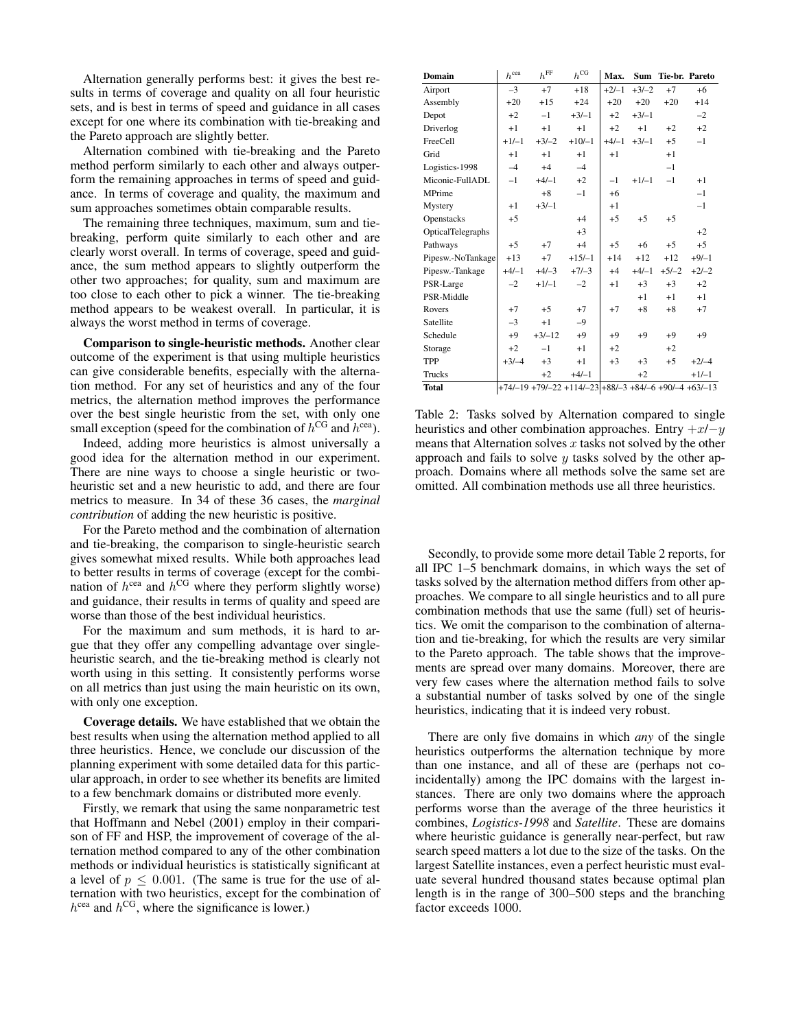Alternation generally performs best: it gives the best results in terms of coverage and quality on all four heuristic sets, and is best in terms of speed and guidance in all cases except for one where its combination with tie-breaking and the Pareto approach are slightly better.

Alternation combined with tie-breaking and the Pareto method perform similarly to each other and always outperform the remaining approaches in terms of speed and guidance. In terms of coverage and quality, the maximum and sum approaches sometimes obtain comparable results.

The remaining three techniques, maximum, sum and tie-breaking, perform quite similarly to each other and are clearly worst overall. In terms of coverage, speed and guidance, the sum method appears to slightly outperform the other two approaches; for quality, sum and maximum are too close to each other to pick a winner. The tie-breaking method appears to be weakest overall. In particular, it is always the worst method in terms of coverage.

**Comparison to single-heuristic methods.** Another clear outcome of the experiment is that using multiple heuristics can give considerable benefits, especially with the alternation method. For any set of heuristics and any of the four metrics, the alternation method improves the performance over the best single heuristic from the set, with only one small exception (speed for the combination of $h^{\mathrm{CG}}$ and $h^{\mathrm{cea}}$).

Indeed, adding more heuristics is almost universally a good idea for the alternation method in our experiment. There are nine ways to choose a single heuristic or two-heuristic set and a new heuristic to add, and there are four metrics to measure. In 34 of these 36 cases, the *marginal contribution* of adding the new heuristic is positive.

For the Pareto method and the combination of alternation and tie-breaking, the comparison to single-heuristic search gives somewhat mixed results. While both approaches lead to better results in terms of coverage (except for the combination of $h^{\mathrm{cea}}$ and $h^{\mathrm{CG}}$ where they perform slightly worse) and guidance, their results in terms of quality and speed are worse than those of the best individual heuristics.

For the maximum and sum methods, it is hard to argue that they offer any compelling advantage over single-heuristic search, and the tie-breaking method is clearly not worth using in this setting. It consistently performs worse on all metrics than just using the main heuristic on its own, with only one exception.

**Coverage details.** We have established that we obtain the best results when using the alternation method applied to all three heuristics. Hence, we conclude our discussion of the planning experiment with some detailed data for this particular approach, in order to see whether its benefits are limited to a few benchmark domains or distributed more evenly.

Firstly, we remark that using the same nonparametric test that Hoffmann and Nebel (2001) employ in their comparison of FF and HSP, the improvement of coverage of the alternation method compared to any of the other combination methods or individual heuristics is statistically significant at a level of $p \leq 0.001$. (The same is true for the use of alternation with two heuristics, except for the combination of $h^{\mathrm{cea}}$ and $h^{\mathrm{CG}}$, where the significance is lower.)

| Domain | $h^{\mathrm{cea}}$ | $h^{\mathrm{FF}}$ | $h^{\mathrm{CG}}$ | Max. | Sum | Tie-br. | Pareto |
|---|---|---|---|---|---|---|---|
| Airport | –3 | +7 | +18 | +2/–1 | +3/–2 | +7 | +6 |
| Assembly | +20 | +15 | +24 | +20 | +20 | +20 | +14 |
| Depot | +2 | –1 | +3/–1 | +2 | +3/–1 | | –2 |
| Driverlog | +1 | +1 | +1 | +2 | +1 | +2 | +2 |
| FreeCell | +1/–1 | +3/–2 | +10/–1 | +4/–1 | +3/–1 | +5 | –1 |
| Grid | +1 | +1 | +1 | +1 | | +1 | |
| Logistics-1998 | –4 | +4 | –4 | | | –1 | |
| Miconic-FullADL | –1 | +4/–1 | +2 | –1 | +1/–1 | –1 | +1 |
| MPrime | | +8 | –1 | +6 | | | –1 |
| Mystery | +1 | +3/–1 | | +1 | | | –1 |
| Openstacks | +5 | | +4 | +5 | +5 | +5 | |
| OpticalTelegraphs | | | +3 | | | | +2 |
| Pathways | +5 | +7 | +4 | +5 | +6 | +5 | +5 |
| Pipesw.-NoTankage | +13 | +7 | +15/–1 | +14 | +12 | +12 | +9/–1 |
| Pipesw.-Tankage | +4/–1 | +4/–3 | +7/–3 | +4 | +4/–1 | +5/–2 | +2/–2 |
| PSR-Large | –2 | +1/–1 | –2 | +1 | +3 | +3 | +2 |
| PSR-Middle | | | | | +1 | +1 | +1 |
| Rovers | +7 | +5 | +7 | +7 | +8 | +8 | +7 |
| Satellite | –3 | +1 | –9 | | | | |
| Schedule | +9 | +3/–12 | +9 | +9 | +9 | +9 | +9 |
| Storage | +2 | –1 | +1 | +2 | | +2 | |
| TPP | +3/–4 | +3 | +1 | +3 | +3 | +5 | +2/–4 |
| Trucks | | +2 | +4/–1 | | +2 | | +1/–1 |
| **Total** | +74/–19 | +79/–22 | +114/–23 | +88/–3 | +84/–6 | +90/–4 | +63/–13 |

Table 2: Tasks solved by Alternation compared to single heuristics and other combination approaches. Entry $+x/-y$ means that Alternation solves $x$ tasks not solved by the other approach and fails to solve $y$ tasks solved by the other approach. Domains where all methods solve the same set are omitted. All combination methods use all three heuristics.

Secondly, to provide some more detail Table 2 reports, for all IPC 1–5 benchmark domains, in which ways the set of tasks solved by the alternation method differs from other approaches. We compare to all single heuristics and to all pure combination methods that use the same (full) set of heuristics. We omit the comparison to the combination of alternation and tie-breaking, for which the results are very similar to the Pareto approach. The table shows that the improvements are spread over many domains. Moreover, there are very few cases where the alternation method fails to solve a substantial number of tasks solved by one of the single heuristics, indicating that it is indeed very robust.

There are only five domains in which *any* of the single heuristics outperforms the alternation technique by more than one instance, and all of these are (perhaps not coincidentally) among the IPC domains with the largest instances. There are only two domains where the approach performs worse than the average of the three heuristics it combines, *Logistics-1998* and *Satellite*. These are domains where heuristic guidance is generally near-perfect, but raw search speed matters a lot due to the size of the tasks. On the largest Satellite instances, even a perfect heuristic must evaluate several hundred thousand states because optimal plan length is in the range of 300–500 steps and the branching factor exceeds 1000.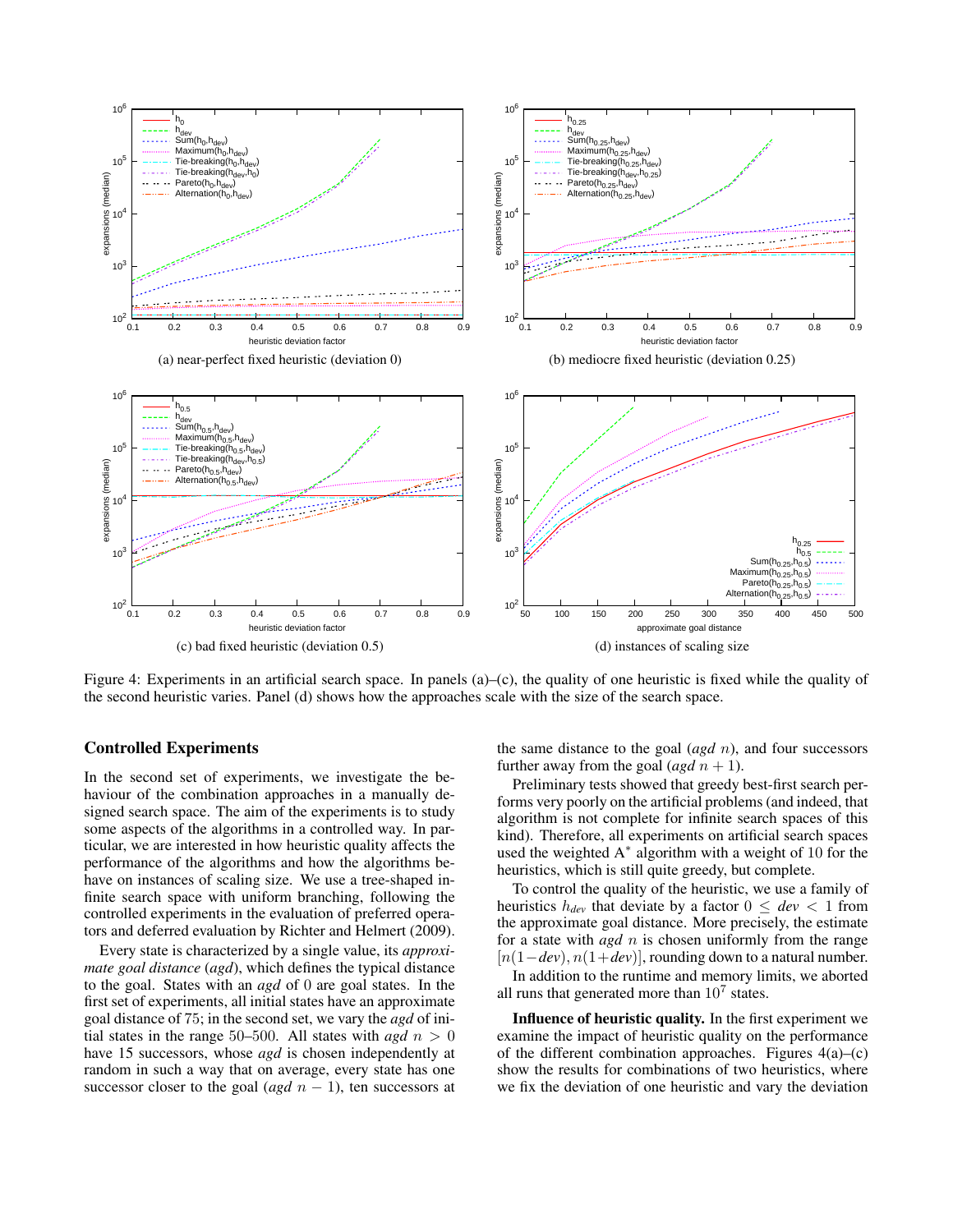Figure 4: Experiments in an artificial search space. In panels (a)–(c), the quality of one heuristic is fixed while the quality of the second heuristic varies. Panel (d) shows how the approaches scale with the size of the search space.

## Controlled Experiments

In the second set of experiments, we investigate the behaviour of the combination approaches in a manually designed search space. The aim of the experiments is to study some aspects of the algorithms in a controlled way. In particular, we are interested in how heuristic quality affects the performance of the algorithms and how the algorithms behave on instances of scaling size. We use a tree-shaped infinite search space with uniform branching, following the controlled experiments in the evaluation of preferred operators and deferred evaluation by Richter and Helmert (2009).

Every state is characterized by a single value, its *approximate goal distance* (*agd*), which defines the typical distance to the goal. States with an *agd* of 0 are goal states. In the first set of experiments, all initial states have an approximate goal distance of 75; in the second set, we vary the *agd* of initial states in the range 50–500. All states with *agd* $n > 0$ have 15 successors, whose *agd* is chosen independently at random in such a way that on average, every state has one successor closer to the goal (*agd* $n - 1$), ten successors at the same distance to the goal (*agd* $n$), and four successors further away from the goal (*agd* $n + 1$).

Preliminary tests showed that greedy best-first search performs very poorly on the artificial problems (and indeed, that algorithm is not complete for infinite search spaces of this kind). Therefore, all experiments on artificial search spaces used the weighted A$^*$ algorithm with a weight of 10 for the heuristics, which is still quite greedy, but complete.

To control the quality of the heuristic, we use a family of heuristics $h_{dev}$ that deviate by a factor $0 \leq dev < 1$ from the approximate goal distance. More precisely, the estimate for a state with *agd* $n$ is chosen uniformly from the range $[n(1-dev), n(1+dev)]$, rounding down to a natural number.

In addition to the runtime and memory limits, we aborted all runs that generated more than $10^7$ states.

**Influence of heuristic quality.** In the first experiment we examine the impact of heuristic quality on the performance of the different combination approaches. Figures 4(a)–(c) show the results for combinations of two heuristics, where we fix the deviation of one heuristic and vary the deviation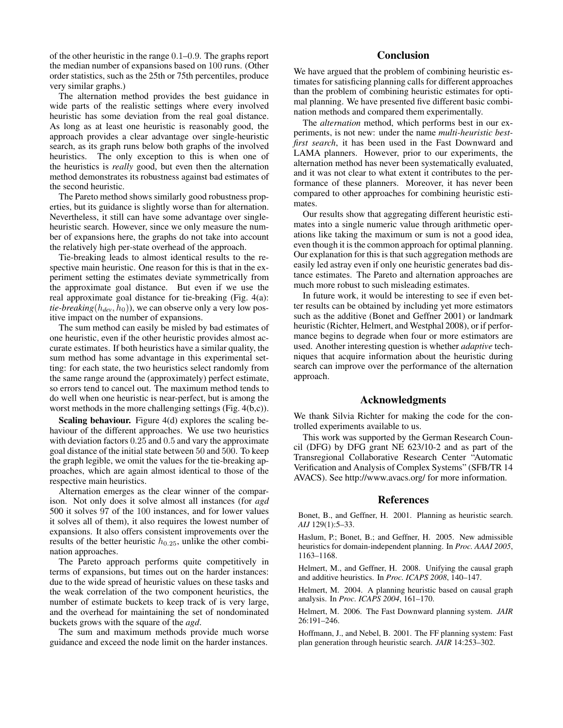of the other heuristic in the range $0.1$–$0.9$. The graphs report the median number of expansions based on $100$ runs. (Other order statistics, such as the 25th or 75th percentiles, produce very similar graphs.)

The alternation method provides the best guidance in wide parts of the realistic settings where every involved heuristic has some deviation from the real goal distance. As long as at least one heuristic is reasonably good, the approach provides a clear advantage over single-heuristic search, as its graph runs below both graphs of the involved heuristics. The only exception to this is when one of the heuristics is *really* good, but even then the alternation method demonstrates its robustness against bad estimates of the second heuristic.

The Pareto method shows similarly good robustness properties, but its guidance is slightly worse than for alternation. Nevertheless, it still can have some advantage over single-heuristic search. However, since we only measure the number of expansions here, the graphs do not take into account the relatively high per-state overhead of the approach.

Tie-breaking leads to almost identical results to the respective main heuristic. One reason for this is that in the experiment setting the estimates deviate symmetrically from the approximate goal distance. But even if we use the real approximate goal distance for tie-breaking (Fig. 4(a): *tie-breaking*$(h_{dev}, h_0)$), we can observe only a very low positive impact on the number of expansions.

The sum method can easily be misled by bad estimates of one heuristic, even if the other heuristic provides almost accurate estimates. If both heuristics have a similar quality, the sum method has some advantage in this experimental setting: for each state, the two heuristics select randomly from the same range around the (approximately) perfect estimate, so errors tend to cancel out. The maximum method tends to do well when one heuristic is near-perfect, but is among the worst methods in the more challenging settings (Fig. 4(b,c)).

**Scaling behaviour.** Figure 4(d) explores the scaling behaviour of the different approaches. We use two heuristics with deviation factors $0.25$ and $0.5$ and vary the approximate goal distance of the initial state between $50$ and $500$. To keep the graph legible, we omit the values for the tie-breaking approaches, which are again almost identical to those of the respective main heuristics.

Alternation emerges as the clear winner of the comparison. Not only does it solve almost all instances (for *agd* $500$ it solves $97$ of the $100$ instances, and for lower values it solves all of them), it also requires the lowest number of expansions. It also offers consistent improvements over the results of the better heuristic $h_{0.25}$, unlike the other combination approaches.

The Pareto approach performs quite competitively in terms of expansions, but times out on the harder instances: due to the wide spread of heuristic values on these tasks and the weak correlation of the two component heuristics, the number of estimate buckets to keep track of is very large, and the overhead for maintaining the set of nondominated buckets grows with the square of the *agd*.

The sum and maximum methods provide much worse guidance and exceed the node limit on the harder instances.

## Conclusion

We have argued that the problem of combining heuristic estimates for satisficing planning calls for different approaches than the problem of combining heuristic estimates for optimal planning. We have presented five different basic combination methods and compared them experimentally.

The *alternation* method, which performs best in our experiments, is not new: under the name *multi-heuristic best-first search*, it has been used in the Fast Downward and LAMA planners. However, prior to our experiments, the alternation method has never been systematically evaluated, and it was not clear to what extent it contributes to the performance of these planners. Moreover, it has never been compared to other approaches for combining heuristic estimates.

Our results show that aggregating different heuristic estimates into a single numeric value through arithmetic operations like taking the maximum or sum is not a good idea, even though it is the common approach for optimal planning. Our explanation for this is that such aggregation methods are easily led astray even if only one heuristic generates bad distance estimates. The Pareto and alternation approaches are much more robust to such misleading estimates.

In future work, it would be interesting to see if even better results can be obtained by including yet more estimators such as the additive (Bonet and Geffner 2001) or landmark heuristic (Richter, Helmert, and Westphal 2008), or if performance begins to degrade when four or more estimators are used. Another interesting question is whether *adaptive* techniques that acquire information about the heuristic during search can improve over the performance of the alternation approach.

## Acknowledgments

We thank Silvia Richter for making the code for the controlled experiments available to us.

This work was supported by the German Research Council (DFG) by DFG grant NE 623/10-2 and as part of the Transregional Collaborative Research Center "Automatic Verification and Analysis of Complex Systems" (SFB/TR 14 AVACS). See http://www.avacs.org/ for more information.

## References

Bonet, B., and Geffner, H. 2001. Planning as heuristic search. *AIJ* 129(1):5–33.

Haslum, P.; Bonet, B.; and Geffner, H. 2005. New admissible heuristics for domain-independent planning. In *Proc. AAAI 2005*, 1163–1168.

Helmert, M., and Geffner, H. 2008. Unifying the causal graph and additive heuristics. In *Proc. ICAPS 2008*, 140–147.

Helmert, M. 2004. A planning heuristic based on causal graph analysis. In *Proc. ICAPS 2004*, 161–170.

Helmert, M. 2006. The Fast Downward planning system. *JAIR* 26:191–246.

Hoffmann, J., and Nebel, B. 2001. The FF planning system: Fast plan generation through heuristic search. *JAIR* 14:253–302.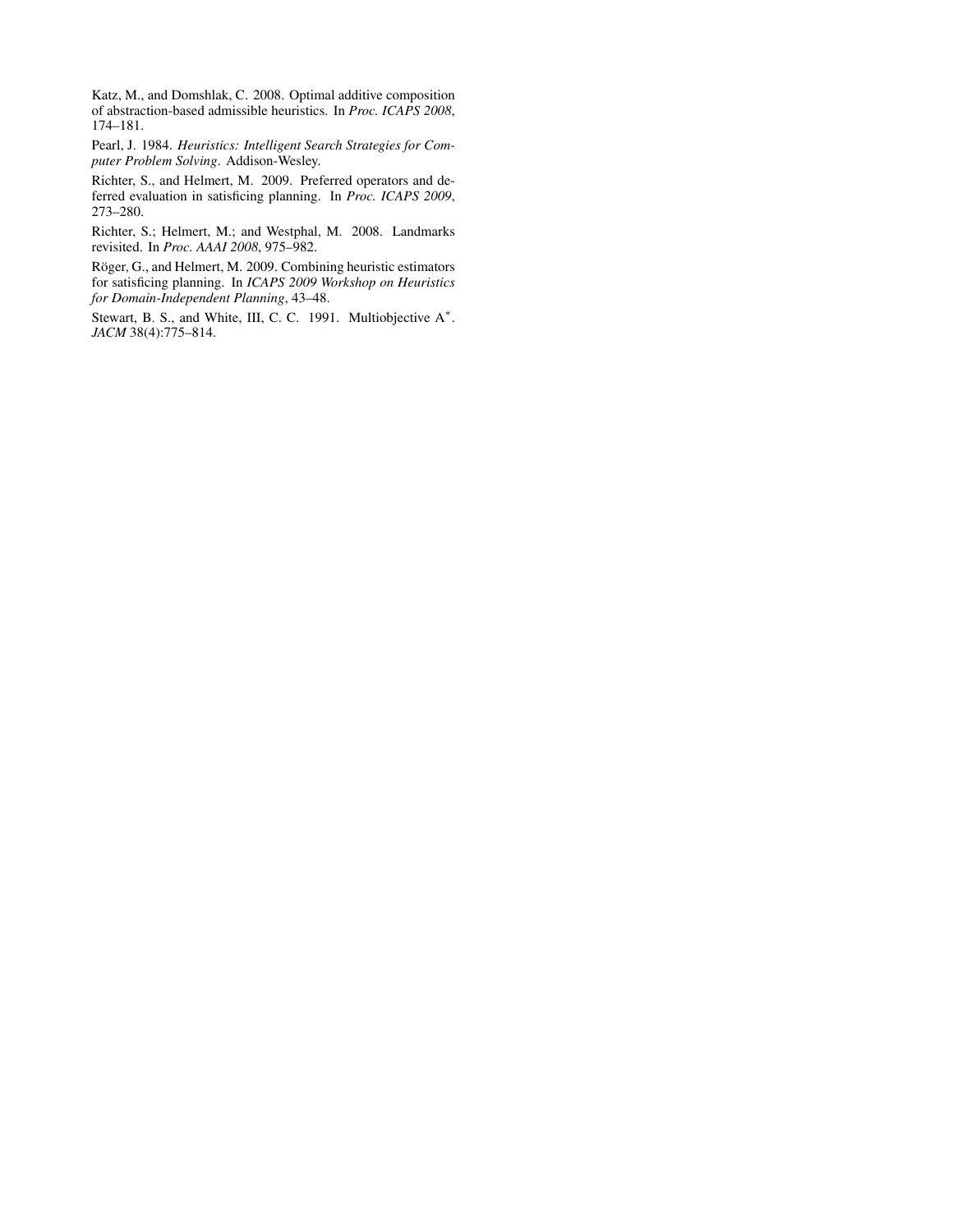Katz, M., and Domshlak, C. 2008. Optimal additive composition of abstraction-based admissible heuristics. In *Proc. ICAPS 2008*, 174–181.

Pearl, J. 1984. *Heuristics: Intelligent Search Strategies for Computer Problem Solving*. Addison-Wesley.

Richter, S., and Helmert, M. 2009. Preferred operators and deferred evaluation in satisficing planning. In *Proc. ICAPS 2009*, 273–280.

Richter, S.; Helmert, M.; and Westphal, M. 2008. Landmarks revisited. In *Proc. AAAI 2008*, 975–982.

Röger, G., and Helmert, M. 2009. Combining heuristic estimators for satisficing planning. In *ICAPS 2009 Workshop on Heuristics for Domain-Independent Planning*, 43–48.

Stewart, B. S., and White, III, C. C. 1991. Multiobjective A$^*$. *JACM* 38(4):775–814.